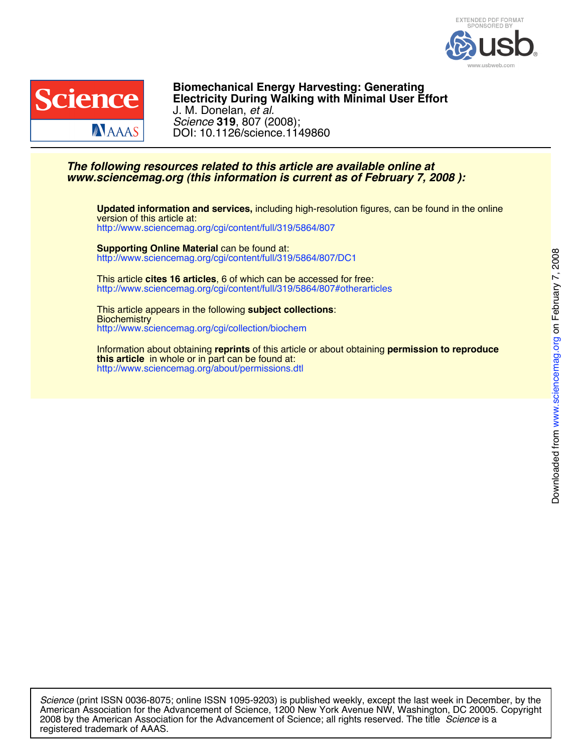# Biomechanical Energy Harvesting: Generating Electricity During Walking with Minimal User Effort

J. M. Donelan, *et al.*

*Science* **319**, 807 (2008);

DOI: 10.1126/science.1149860

***The following resources related to this article are available online at www.sciencemag.org (this information is current as of February 7, 2008 ):***

**Updated information and services,** including high-resolution figures, can be found in the online version of this article at:
http://www.sciencemag.org/cgi/content/full/319/5864/807

**Supporting Online Material** can be found at:
http://www.sciencemag.org/cgi/content/full/319/5864/807/DC1

This article **cites 16 articles**, 6 of which can be accessed for free:
http://www.sciencemag.org/cgi/content/full/319/5864/807#otherarticles

This article appears in the following **subject collections**:
Biochemistry
http://www.sciencemag.org/cgi/collection/biochem

Information about obtaining **reprints** of this article or about obtaining **permission to reproduce this article** in whole or in part can be found at:
http://www.sciencemag.org/about/permissions.dtl

Downloaded from www.sciencemag.org on February 7, 2008

*Science* (print ISSN 0036-8075; online ISSN 1095-9203) is published weekly, except the last week in December, by the American Association for the Advancement of Science, 1200 New York Avenue NW, Washington, DC 20005. Copyright 2008 by the American Association for the Advancement of Science; all rights reserved. The title *Science* is a registered trademark of AAAS.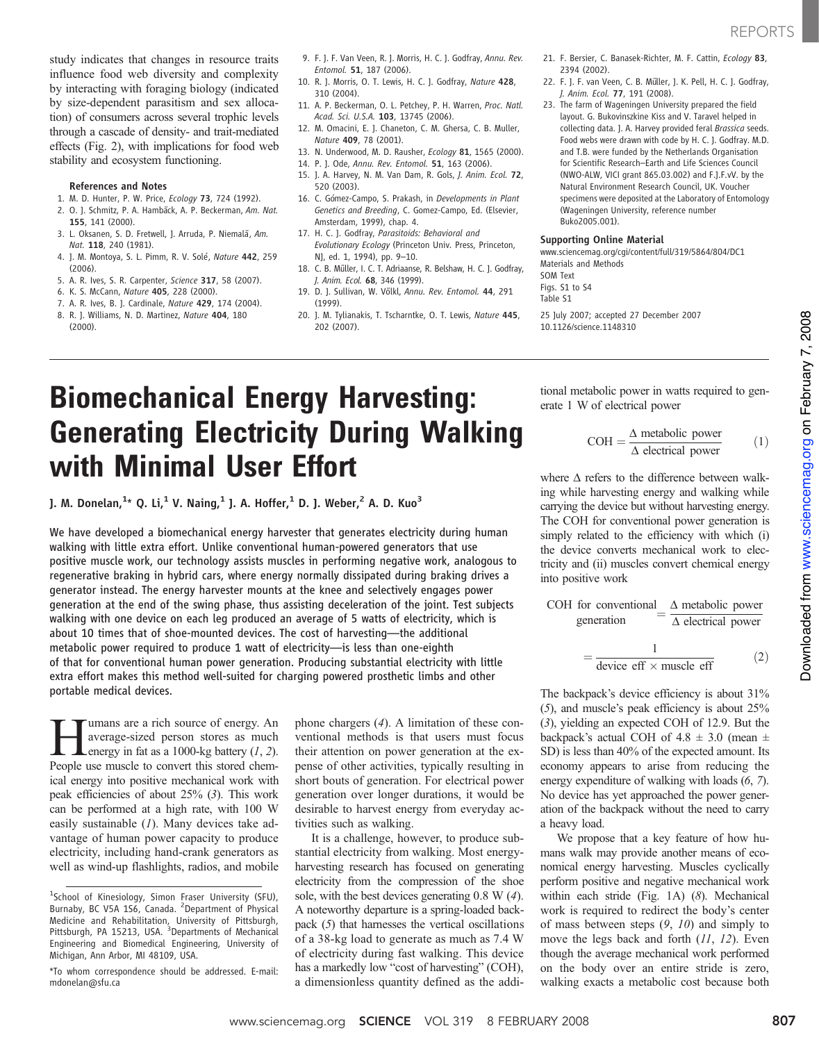study indicates that changes in resource traits influence food web diversity and complexity by interacting with foraging biology (indicated by size-dependent parasitism and sex allocation) of consumers across several trophic levels through a cascade of density- and trait-mediated effects (Fig. 2), with implications for food web stability and ecosystem functioning.

### References and Notes

1. M. D. Hunter, P. W. Price, *Ecology* **73**, 724 (1992).
2. O. J. Schmitz, P. A. Hambäck, A. P. Beckerman, *Am. Nat.* **155**, 141 (2000).
3. L. Oksanen, S. D. Fretwell, J. Arruda, P. Niemalä, *Am. Nat.* **118**, 240 (1981).
4. J. M. Montoya, S. L. Pimm, R. V. Solé, *Nature* **442**, 259 (2006).
5. A. R. Ives, S. R. Carpenter, *Science* **317**, 58 (2007).
6. K. S. McCann, *Nature* **405**, 228 (2000).
7. A. R. Ives, B. J. Cardinale, *Nature* **429**, 174 (2004).
8. R. J. Williams, N. D. Martinez, *Nature* **404**, 180 (2000).
9. F. J. F. Van Veen, R. J. Morris, H. C. J. Godfray, *Annu. Rev. Entomol.* **51**, 187 (2006).
10. R. J. Morris, O. T. Lewis, H. C. J. Godfray, *Nature* **428**, 310 (2004).
11. A. P. Beckerman, O. L. Petchey, P. H. Warren, *Proc. Natl. Acad. Sci. U.S.A.* **103**, 13745 (2006).
12. M. Omacini, E. J. Chaneton, C. M. Ghersa, C. B. Muller, *Nature* **409**, 78 (2001).
13. N. Underwood, M. D. Rausher, *Ecology* **81**, 1565 (2000).
14. P. J. Ode, *Annu. Rev. Entomol.* **51**, 163 (2006).
15. J. A. Harvey, N. M. Van Dam, R. Gols, *J. Anim. Ecol.* **72**, 520 (2003).
16. C. Gómez-Campo, S. Prakash, in *Developments in Plant Genetics and Breeding*, C. Gomez-Campo, Ed. (Elsevier, Amsterdam, 1999), chap. 4.
17. H. C. J. Godfray, *Parasitoids: Behavioral and Evolutionary Ecology* (Princeton Univ. Press, Princeton, NJ, ed. 1, 1994), pp. 9–10.
18. C. B. Müller, I. C. T. Adriaanse, R. Belshaw, H. C. J. Godfray, *J. Anim. Ecol.* **68**, 346 (1999).
19. D. J. Sullivan, W. Völkl, *Annu. Rev. Entomol.* **44**, 291 (1999).
20. J. M. Tylianakis, T. Tscharntke, O. T. Lewis, *Nature* **445**, 202 (2007).
21. F. Bersier, C. Banasek-Richter, M. F. Cattin, *Ecology* **83**, 2394 (2002).
22. F. J. F. van Veen, C. B. Müller, J. K. Pell, H. C. J. Godfray, *J. Anim. Ecol.* **77**, 191 (2008).
23. The farm of Wageningen University prepared the field layout. G. Bukovinszkine Kiss and V. Taravel helped in collecting data. J. A. Harvey provided feral *Brassica* seeds. Food webs were drawn with code by H. C. J. Godfray. M.D. and T.B. were funded by the Netherlands Organisation for Scientific Research–Earth and Life Sciences Council (NWO-ALW, VICI grant 865.03.002) and F.J.F.vV. by the Natural Environment Research Council, UK. Voucher specimens were deposited at the Laboratory of Entomology (Wageningen University, reference number Buko2005.001).

### Supporting Online Material

www.sciencemag.org/cgi/content/full/319/5864/804/DC1
Materials and Methods
SOM Text
Figs. S1 to S4
Table S1

25 July 2007; accepted 27 December 2007
10.1126/science.1148310

# Biomechanical Energy Harvesting: Generating Electricity During Walking with Minimal User Effort

**J. M. Donelan,[1]* Q. Li,[1] V. Naing,[1] J. A. Hoffer,[1] D. J. Weber,[2] A. D. Kuo[3]**

**We have developed a biomechanical energy harvester that generates electricity during human walking with little extra effort. Unlike conventional human-powered generators that use positive muscle work, our technology assists muscles in performing negative work, analogous to regenerative braking in hybrid cars, where energy normally dissipated during braking drives a generator instead. The energy harvester mounts at the knee and selectively engages power generation at the end of the swing phase, thus assisting deceleration of the joint. Test subjects walking with one device on each leg produced an average of 5 watts of electricity, which is about 10 times that of shoe-mounted devices. The cost of harvesting—the additional metabolic power required to produce 1 watt of electricity—is less than one-eighth of that for conventional human power generation. Producing substantial electricity with little extra effort makes this method well-suited for charging powered prosthetic limbs and other portable medical devices.**

[1]School of Kinesiology, Simon Fraser University (SFU), Burnaby, BC V5A 1S6, Canada. [2]Department of Physical Medicine and Rehabilitation, University of Pittsburgh, Pittsburgh, PA 15213, USA. [3]Departments of Mechanical Engineering and Biomedical Engineering, University of Michigan, Ann Arbor, MI 48109, USA.

*To whom correspondence should be addressed. E-mail: mdonelan@sfu.ca

Humans are a rich source of energy. An average-sized person stores as much energy in fat as a 1000-kg battery (*1*, *2*). People use muscle to convert this stored chemical energy into positive mechanical work with peak efficiencies of about 25% (*3*). This work can be performed at a high rate, with 100 W easily sustainable (*1*). Many devices take advantage of human power capacity to produce electricity, including hand-crank generators as well as wind-up flashlights, radios, and mobile phone chargers (*4*). A limitation of these conventional methods is that users must focus their attention on power generation at the expense of other activities, typically resulting in short bouts of generation. For electrical power generation over longer durations, it would be desirable to harvest energy from everyday activities such as walking.

It is a challenge, however, to produce substantial electricity from walking. Most energy-harvesting research has focused on generating electricity from the compression of the shoe sole, with the best devices generating 0.8 W (*4*). A noteworthy departure is a spring-loaded backpack (*5*) that harnesses the vertical oscillations of a 38-kg load to generate as much as 7.4 W of electricity during fast walking. This device has a markedly low "cost of harvesting" (COH), a dimensionless quantity defined as the additional metabolic power in watts required to generate 1 W of electrical power

$$\text{COH} = \frac{\Delta \text{ metabolic power}}{\Delta \text{ electrical power}} \quad (1)$$

where Δ refers to the difference between walking while harvesting energy and walking while carrying the device but without harvesting energy. The COH for conventional power generation is simply related to the efficiency with which (i) the device converts mechanical work to electricity and (ii) muscles convert chemical energy into positive work

$$\text{COH for conventional generation} = \frac{\Delta \text{ metabolic power}}{\Delta \text{ electrical power}} = \frac{1}{\text{device eff} \times \text{muscle eff}} \quad (2)$$

The backpack's device efficiency is about 31% (*5*), and muscle's peak efficiency is about 25% (*3*), yielding an expected COH of 12.9. But the backpack's actual COH of 4.8 ± 3.0 (mean ± SD) is less than 40% of the expected amount. Its economy appears to arise from reducing the energy expenditure of walking with loads (*6*, *7*). No device has yet approached the power generation of the backpack without the need to carry a heavy load.

We propose that a key feature of how humans walk may provide another means of economical energy harvesting. Muscles cyclically perform positive and negative mechanical work within each stride (Fig. 1A) (*8*). Mechanical work is required to redirect the body's center of mass between steps (*9*, *10*) and simply to move the legs back and forth (*11*, *12*). Even though the average mechanical work performed on the body over an entire stride is zero, walking exacts a metabolic cost because both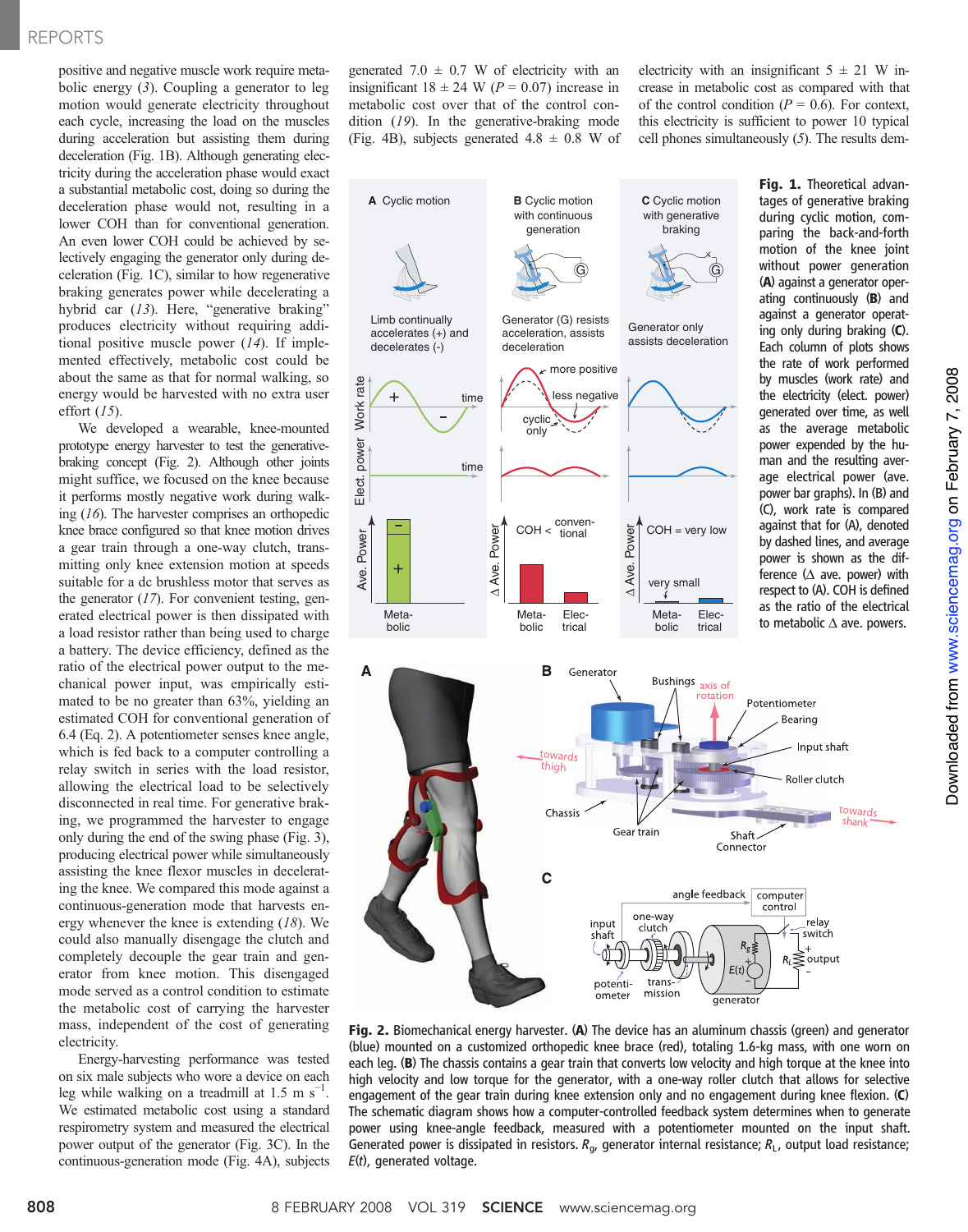positive and negative muscle work require metabolic energy (3). Coupling a generator to leg motion would generate electricity throughout each cycle, increasing the load on the muscles during acceleration but assisting them during deceleration (Fig. 1B). Although generating electricity during the acceleration phase would exact a substantial metabolic cost, doing so during the deceleration phase would not, resulting in a lower COH than for conventional generation. An even lower COH could be achieved by selectively engaging the generator only during deceleration (Fig. 1C), similar to how regenerative braking generates power while decelerating a hybrid car (13). Here, "generative braking" produces electricity without requiring additional positive muscle power (14). If implemented effectively, metabolic cost could be about the same as that for normal walking, so energy would be harvested with no extra user effort (15).

We developed a wearable, knee-mounted prototype energy harvester to test the generative-braking concept (Fig. 2). Although other joints might suffice, we focused on the knee because it performs mostly negative work during walking (16). The harvester comprises an orthopedic knee brace configured so that knee motion drives a gear train through a one-way clutch, transmitting only knee extension motion at speeds suitable for a dc brushless motor that serves as the generator (17). For convenient testing, generated electrical power is then dissipated with a load resistor rather than being used to charge a battery. The device efficiency, defined as the ratio of the electrical power output to the mechanical power input, was empirically estimated to be no greater than 63%, yielding an estimated COH for conventional generation of 6.4 (Eq. 2). A potentiometer senses knee angle, which is fed back to a computer controlling a relay switch in series with the load resistor, allowing the electrical load to be selectively disconnected in real time. For generative braking, we programmed the harvester to engage only during the end of the swing phase (Fig. 3), producing electrical power while simultaneously assisting the knee flexor muscles in decelerating the knee. We compared this mode against a continuous-generation mode that harvests energy whenever the knee is extending (18). We could also manually disengage the clutch and completely decouple the gear train and generator from knee motion. This disengaged mode served as a control condition to estimate the metabolic cost of carrying the harvester mass, independent of the cost of generating electricity.

Energy-harvesting performance was tested on six male subjects who wore a device on each leg while walking on a treadmill at 1.5 m $s^{-1}$. We estimated metabolic cost using a standard respirometry system and measured the electrical power output of the generator (Fig. 3C). In the continuous-generation mode (Fig. 4A), subjects generated 7.0 ± 0.7 W of electricity with an insignificant 18 ± 24 W ($P$ = 0.07) increase in metabolic cost over that of the control condition (19). In the generative-braking mode (Fig. 4B), subjects generated 4.8 ± 0.8 W of electricity with an insignificant 5 ± 21 W increase in metabolic cost as compared with that of the control condition ($P$ = 0.6). For context, this electricity is sufficient to power 10 typical cell phones simultaneously (5). The results dem-

**Fig. 1.** Theoretical advantages of generative braking during cyclic motion, comparing the back-and-forth motion of the knee joint without power generation (**A**) against a generator operating continuously (**B**) and against a generator operating only during braking (**C**). Each column of plots shows the rate of work performed by muscles (work rate) and the electricity (elect. power) generated over time, as well as the average metabolic power expended by the human and the resulting average electrical power (ave. power bar graphs). In (B) and (C), work rate is compared against that for (A), denoted by dashed lines, and average power is shown as the difference (Δ ave. power) with respect to (A). COH is defined as the ratio of the electrical to metabolic Δ ave. powers.

**Fig. 2.** Biomechanical energy harvester. (**A**) The device has an aluminum chassis (green) and generator (blue) mounted on a customized orthopedic knee brace (red), totaling 1.6-kg mass, with one worn on each leg. (**B**) The chassis contains a gear train that converts low velocity and high torque at the knee into high velocity and low torque for the generator, with a one-way roller clutch that allows for selective engagement of the gear train during knee extension only and no engagement during knee flexion. (**C**) The schematic diagram shows how a computer-controlled feedback system determines when to generate power using knee-angle feedback, measured with a potentiometer mounted on the input shaft. Generated power is dissipated in resistors. $R_g$, generator internal resistance; $R_L$, output load resistance; $E(t)$, generated voltage.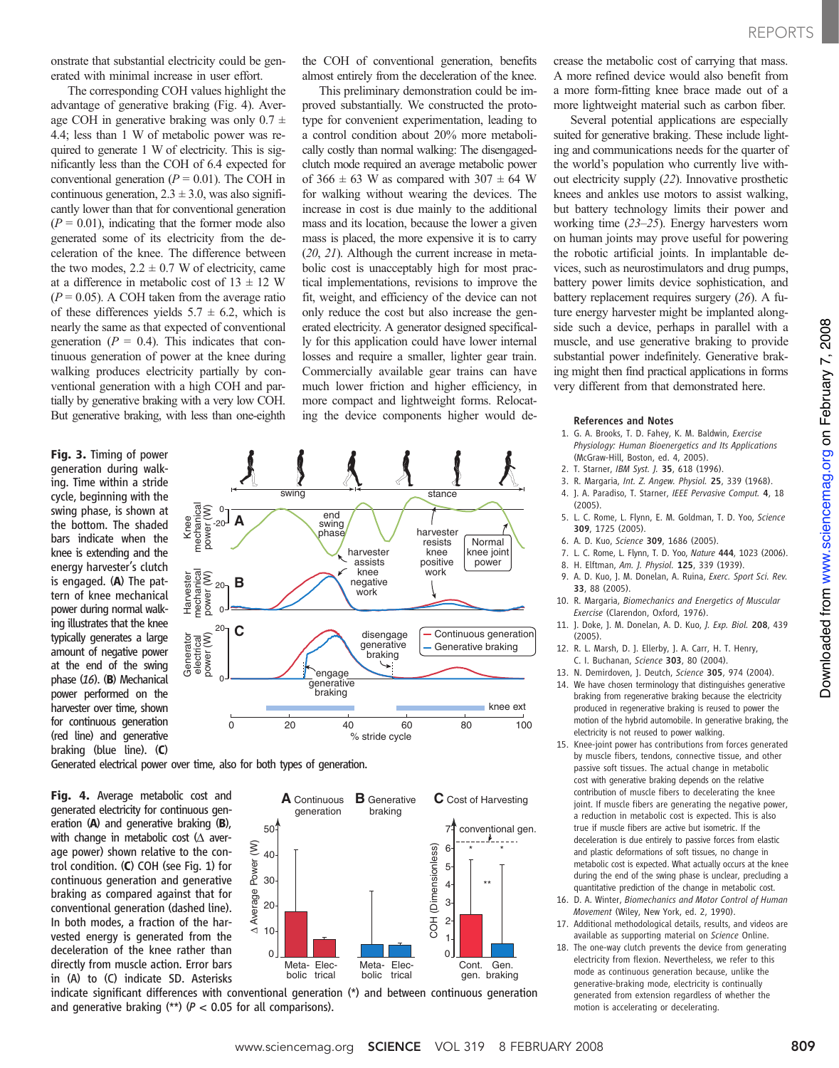onstrate that substantial electricity could be generated with minimal increase in user effort.

The corresponding COH values highlight the advantage of generative braking (Fig. 4). Average COH in generative braking was only 0.7 ± 4.4; less than 1 W of metabolic power was required to generate 1 W of electricity. This is significantly less than the COH of 6.4 expected for conventional generation ($P$ = 0.01). The COH in continuous generation, 2.3 ± 3.0, was also significantly lower than that for conventional generation ($P$ = 0.01), indicating that the former mode also generated some of its electricity from the deceleration of the knee. The difference between the two modes, 2.2 ± 0.7 W of electricity, came at a difference in metabolic cost of 13 ± 12 W ($P$ = 0.05). A COH taken from the average ratio of these differences yields 5.7 ± 6.2, which is nearly the same as that expected of conventional generation ($P$ = 0.4). This indicates that continuous generation of power at the knee during walking produces electricity partially by conventional generation with a high COH and partially by generative braking with a very low COH. But generative braking, with less than one-eighth the COH of conventional generation, benefits almost entirely from the deceleration of the knee.

This preliminary demonstration could be improved substantially. We constructed the prototype for convenient experimentation, leading to a control condition about 20% more metabolically costly than normal walking: The disengaged-clutch mode required an average metabolic power of 366 ± 63 W as compared with 307 ± 64 W for walking without wearing the devices. The increase in cost is due mainly to the additional mass and its location, because the lower a given mass is placed, the more expensive it is to carry (*20*, *21*). Although the current increase in metabolic cost is unacceptably high for most practical implementations, revisions to improve the fit, weight, and efficiency of the device can not only reduce the cost but also increase the generated electricity. A generator designed specifically for this application could have lower internal losses and require a smaller, lighter gear train. Commercially available gear trains can have much lower friction and higher efficiency, in more compact and lightweight forms. Relocating the device components higher would decrease the metabolic cost of carrying that mass. A more refined device would also benefit from a more form-fitting knee brace made out of a more lightweight material such as carbon fiber.

Several potential applications are especially suited for generative braking. These include lighting and communications needs for the quarter of the world's population who currently live without electricity supply (*22*). Innovative prosthetic knees and ankles use motors to assist walking, but battery technology limits their power and working time (*23*–*25*). Energy harvesters worn on human joints may prove useful for powering the robotic artificial joints. In implantable devices, such as neurostimulators and drug pumps, battery power limits device sophistication, and battery replacement requires surgery (*26*). A future energy harvester might be implanted alongside such a device, perhaps in parallel with a muscle, and use generative braking to provide substantial power indefinitely. Generative braking might then find practical applications in forms very different from that demonstrated here.

**Fig. 3.** Timing of power generation during walking. Time within a stride cycle, beginning with the swing phase, is shown at the bottom. The shaded bars indicate when the knee is extending and the energy harvester's clutch is engaged. (**A**) The pattern of knee mechanical power during normal walking illustrates that the knee typically generates a large amount of negative power at the end of the swing phase (*16*). (**B**) Mechanical power performed on the harvester over time, shown for continuous generation (red line) and generative braking (blue line). (**C**) Generated electrical power over time, also for both types of generation.

**Fig. 4.** Average metabolic cost and generated electricity for continuous generation (**A**) and generative braking (**B**), with change in metabolic cost (Δ average power) shown relative to the control condition. (**C**) COH (see Fig. 1) for continuous generation and generative braking as compared against that for conventional generation (dashed line). In both modes, a fraction of the harvested energy is generated from the deceleration of the knee rather than directly from muscle action. Error bars in (A) to (C) indicate SD. Asterisks indicate significant differences with conventional generation (*) and between continuous generation and generative braking (**) ($P$ < 0.05 for all comparisons).

## References and Notes

1. G. A. Brooks, T. D. Fahey, K. M. Baldwin, *Exercise Physiology: Human Bioenergetics and Its Applications* (McGraw-Hill, Boston, ed. 4, 2005).
2. T. Starner, *IBM Syst. J.* **35**, 618 (1996).
3. R. Margaria, *Int. Z. Angew. Physiol.* **25**, 339 (1968).
4. J. A. Paradiso, T. Starner, *IEEE Pervasive Comput.* **4**, 18 (2005).
5. L. C. Rome, L. Flynn, E. M. Goldman, T. D. Yoo, *Science* **309**, 1725 (2005).
6. A. D. Kuo, *Science* **309**, 1686 (2005).
7. L. C. Rome, L. Flynn, T. D. Yoo, *Nature* **444**, 1023 (2006).
8. H. Elftman, *Am. J. Physiol.* **125**, 339 (1939).
9. A. D. Kuo, J. M. Donelan, A. Ruina, *Exerc. Sport Sci. Rev.* **33**, 88 (2005).
10. R. Margaria, *Biomechanics and Energetics of Muscular Exercise* (Clarendon, Oxford, 1976).
11. J. Doke, J. M. Donelan, A. D. Kuo, *J. Exp. Biol.* **208**, 439 (2005).
12. R. L. Marsh, D. J. Ellerby, J. A. Carr, H. T. Henry, C. I. Buchanan, *Science* **303**, 80 (2004).
13. N. Demirdoven, J. Deutch, *Science* **305**, 974 (2004).
14. We have chosen terminology that distinguishes generative braking from regenerative braking because the electricity produced in regenerative braking is reused to power the motion of the hybrid automobile. In generative braking, the electricity is not reused to power walking.
15. Knee-joint power has contributions from forces generated by muscle fibers, tendons, connective tissue, and other passive soft tissues. The actual change in metabolic cost with generative braking depends on the relative contribution of muscle fibers to decelerating the knee joint. If muscle fibers are generating the negative power, a reduction in metabolic cost is expected. This is also true if muscle fibers are active but isometric. If the deceleration is due entirely to passive forces from elastic and plastic deformations of soft tissues, no change in metabolic cost is expected. What actually occurs at the knee during the end of the swing phase is unclear, precluding a quantitative prediction of the change in metabolic cost.
16. D. A. Winter, *Biomechanics and Motor Control of Human Movement* (Wiley, New York, ed. 2, 1990).
17. Additional methodological details, results, and videos are available as supporting material on *Science* Online.
18. The one-way clutch prevents the device from generating electricity from flexion. Nevertheless, we refer to this mode as continuous generation because, unlike the generative-braking mode, electricity is continually generated from extension regardless of whether the motion is accelerating or decelerating.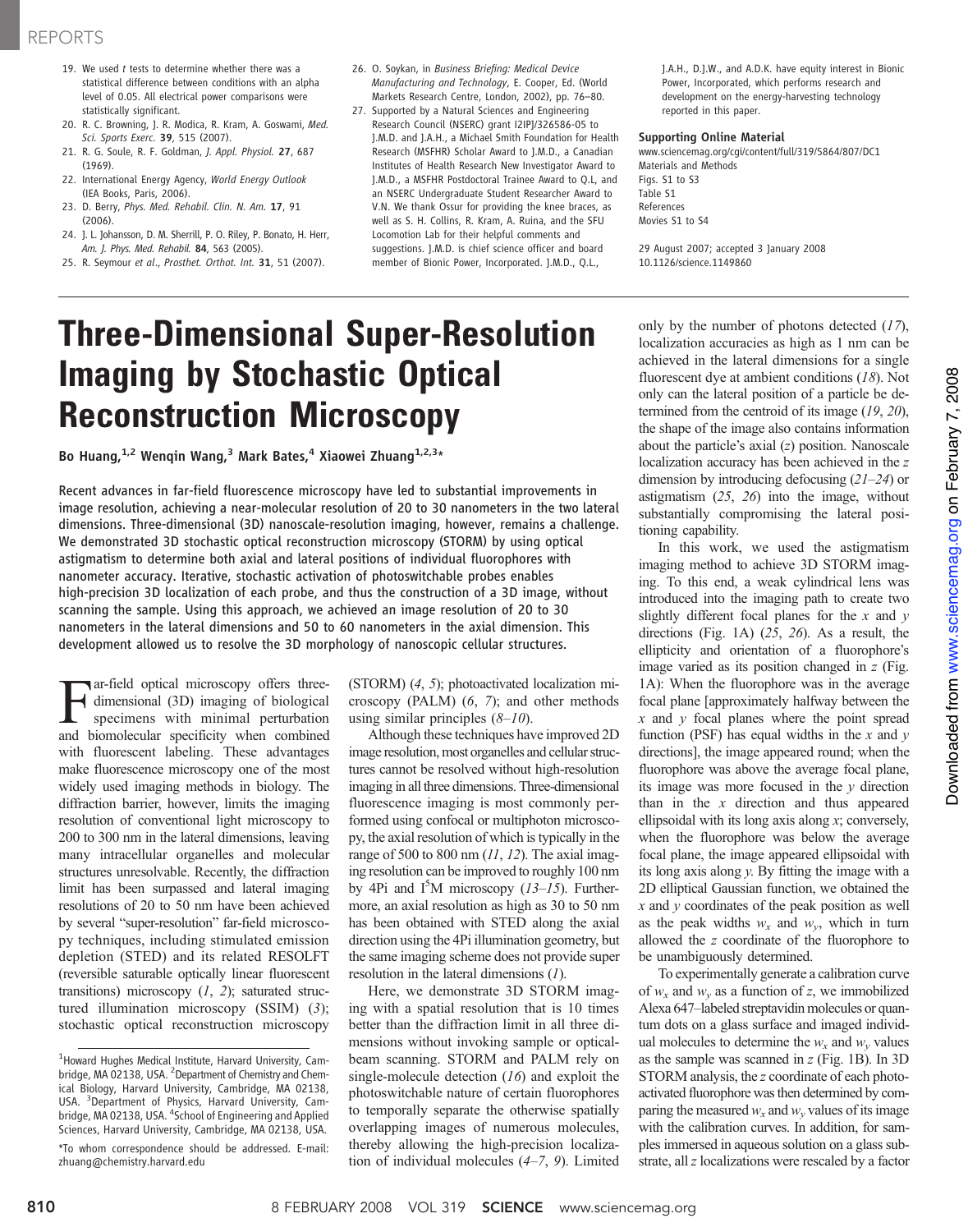19. We used *t* tests to determine whether there was a statistical difference between conditions with an alpha level of 0.05. All electrical power comparisons were statistically significant.
20. R. C. Browning, J. R. Modica, R. Kram, A. Goswami, *Med. Sci. Sports Exerc.* **39**, 515 (2007).
21. R. G. Soule, R. F. Goldman, *J. Appl. Physiol.* **27**, 687 (1969).
22. International Energy Agency, *World Energy Outlook* (IEA Books, Paris, 2006).
23. D. Berry, *Phys. Med. Rehabil. Clin. N. Am.* **17**, 91 (2006).
24. J. L. Johansson, D. M. Sherrill, P. O. Riley, P. Bonato, H. Herr, *Am. J. Phys. Med. Rehabil.* **84**, 563 (2005).
25. R. Seymour *et al.*, *Prosthet. Orthot. Int.* **31**, 51 (2007).
26. O. Soykan, in *Business Briefing: Medical Device Manufacturing and Technology*, E. Cooper, Ed. (World Markets Research Centre, London, 2002), pp. 76–80.
27. Supported by a Natural Sciences and Engineering Research Council (NSERC) grant I2IPJ/326586-05 to J.M.D. and J.A.H., a Michael Smith Foundation for Health Research (MSFHR) Scholar Award to J.M.D., a Canadian Institutes of Health Research New Investigator Award to J.M.D., a MSFHR Postdoctoral Trainee Award to Q.L, and an NSERC Undergraduate Student Researcher Award to V.N. We thank Ossur for providing the knee braces, as well as S. H. Collins, R. Kram, A. Ruina, and the SFU Locomotion Lab for their helpful comments and suggestions. J.M.D. is chief science officer and board member of Bionic Power, Incorporated. J.M.D., Q.L., J.A.H., D.J.W., and A.D.K. have equity interest in Bionic Power, Incorporated, which performs research and development on the energy-harvesting technology reported in this paper.

**Supporting Online Material**
www.sciencemag.org/cgi/content/full/319/5864/807/DC1
Materials and Methods
Figs. S1 to S3
Table S1
References
Movies S1 to S4

29 August 2007; accepted 3 January 2008
10.1126/science.1149860

# Three-Dimensional Super-Resolution Imaging by Stochastic Optical Reconstruction Microscopy

**Bo Huang,[1,2] Wenqin Wang,[3] Mark Bates,[4] Xiaowei Zhuang[1,2,3]***

Recent advances in far-field fluorescence microscopy have led to substantial improvements in image resolution, achieving a near-molecular resolution of 20 to 30 nanometers in the two lateral dimensions. Three-dimensional (3D) nanoscale-resolution imaging, however, remains a challenge. We demonstrated 3D stochastic optical reconstruction microscopy (STORM) by using optical astigmatism to determine both axial and lateral positions of individual fluorophores with nanometer accuracy. Iterative, stochastic activation of photoswitchable probes enables high-precision 3D localization of each probe, and thus the construction of a 3D image, without scanning the sample. Using this approach, we achieved an image resolution of 20 to 30 nanometers in the lateral dimensions and 50 to 60 nanometers in the axial dimension. This development allowed us to resolve the 3D morphology of nanoscopic cellular structures.

Far-field optical microscopy offers three-dimensional (3D) imaging of biological specimens with minimal perturbation and biomolecular specificity when combined with fluorescent labeling. These advantages make fluorescence microscopy one of the most widely used imaging methods in biology. The diffraction barrier, however, limits the imaging resolution of conventional light microscopy to 200 to 300 nm in the lateral dimensions, leaving many intracellular organelles and molecular structures unresolvable. Recently, the diffraction limit has been surpassed and lateral imaging resolutions of 20 to 50 nm have been achieved by several "super-resolution" far-field microscopy techniques, including stimulated emission depletion (STED) and its related RESOLFT (reversible saturable optically linear fluorescent transitions) microscopy (*1*, *2*); saturated structured illumination microscopy (SSIM) (*3*); stochastic optical reconstruction microscopy (STORM) (*4*, *5*); photoactivated localization microscopy (PALM) (*6*, *7*); and other methods using similar principles (*8*–*10*).

Although these techniques have improved 2D image resolution, most organelles and cellular structures cannot be resolved without high-resolution imaging in all three dimensions. Three-dimensional fluorescence imaging is most commonly performed using confocal or multiphoton microscopy, the axial resolution of which is typically in the range of 500 to 800 nm (*11*, *12*). The axial imaging resolution can be improved to roughly 100 nm by 4Pi and I$^5$M microscopy (*13*–*15*). Furthermore, an axial resolution as high as 30 to 50 nm has been obtained with STED along the axial direction using the 4Pi illumination geometry, but the same imaging scheme does not provide super resolution in the lateral dimensions (*1*).

Here, we demonstrate 3D STORM imaging with a spatial resolution that is 10 times better than the diffraction limit in all three dimensions without invoking sample or optical-beam scanning. STORM and PALM rely on single-molecule detection (*16*) and exploit the photoswitchable nature of certain fluorophores to temporally separate the otherwise spatially overlapping images of numerous molecules, thereby allowing the high-precision localization of individual molecules (*4*–*7*, *9*). Limited only by the number of photons detected (*17*), localization accuracies as high as 1 nm can be achieved in the lateral dimensions for a single fluorescent dye at ambient conditions (*18*). Not only can the lateral position of a particle be determined from the centroid of its image (*19*, *20*), the shape of the image also contains information about the particle's axial ($z$) position. Nanoscale localization accuracy has been achieved in the $z$ dimension by introducing defocusing (*21*–*24*) or astigmatism (*25*, *26*) into the image, without substantially compromising the lateral positioning capability.

In this work, we used the astigmatism imaging method to achieve 3D STORM imaging. To this end, a weak cylindrical lens was introduced into the imaging path to create two slightly different focal planes for the $x$ and $y$ directions (Fig. 1A) (*25*, *26*). As a result, the ellipticity and orientation of a fluorophore's image varied as its position changed in $z$ (Fig. 1A): When the fluorophore was in the average focal plane [approximately halfway between the $x$ and $y$ focal planes where the point spread function (PSF) has equal widths in the $x$ and $y$ directions], the image appeared round; when the fluorophore was above the average focal plane, its image was more focused in the $y$ direction than in the $x$ direction and thus appeared ellipsoidal with its long axis along $x$; conversely, when the fluorophore was below the average focal plane, the image appeared ellipsoidal with its long axis along $y$. By fitting the image with a 2D elliptical Gaussian function, we obtained the $x$ and $y$ coordinates of the peak position as well as the peak widths $w_x$ and $w_y$, which in turn allowed the $z$ coordinate of the fluorophore to be unambiguously determined.

To experimentally generate a calibration curve of $w_x$ and $w_y$ as a function of $z$, we immobilized Alexa 647–labeled streptavidin molecules or quantum dots on a glass surface and imaged individual molecules to determine the $w_x$ and $w_y$ values as the sample was scanned in $z$ (Fig. 1B). In 3D STORM analysis, the $z$ coordinate of each photoactivated fluorophore was then determined by comparing the measured $w_x$ and $w_y$ values of its image with the calibration curves. In addition, for samples immersed in aqueous solution on a glass substrate, all $z$ localizations were rescaled by a factor

[1]Howard Hughes Medical Institute, Harvard University, Cambridge, MA 02138, USA. [2]Department of Chemistry and Chemical Biology, Harvard University, Cambridge, MA 02138, USA. [3]Department of Physics, Harvard University, Cambridge, MA 02138, USA. [4]School of Engineering and Applied Sciences, Harvard University, Cambridge, MA 02138, USA.

*To whom correspondence should be addressed. E-mail: zhuang@chemistry.harvard.edu